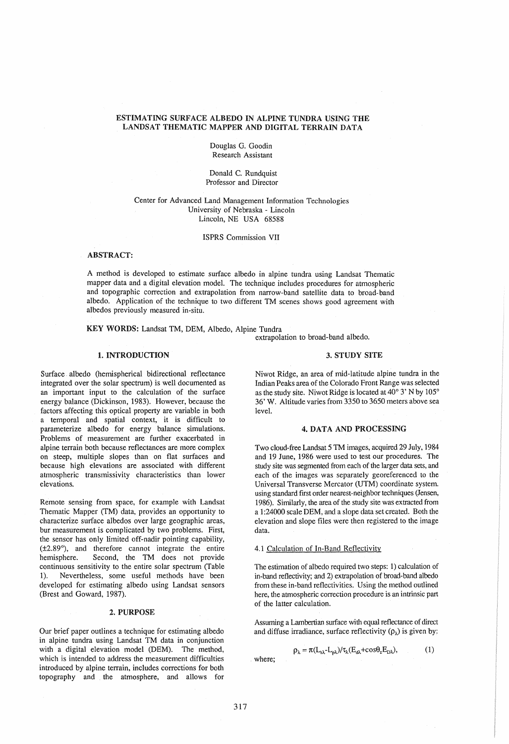# ESTIMATING SURFACE ALBEDO IN ALPINE TUNDRA USING THE LANDSAT THEMATIC MAPPER AND DIGITAL TERRAIN DATA

Douglas G. Goodin
Research Assistant

Donald C. Rundquist
Professor and Director

Center for Advanced Land Management Information Technologies
University of Nebraska - Lincoln
Lincoln, NE USA 68588

ISPRS Commission VII

**ABSTRACT:**

A method is developed to estimate surface albedo in alpine tundra using Landsat Thematic mapper data and a digital elevation model. The technique includes procedures for atmospheric and topographic correction and extrapolation from narrow-band satellite data to broad-band albedo. Application of the technique to two different TM scenes shows good agreement with albedos previously measured in-situ.

**KEY WORDS:** Landsat TM, DEM, Albedo, Alpine Tundra

## 1. INTRODUCTION

Surface albedo (hemispherical bidirectional reflectance integrated over the solar spectrum) is well documented as an important input to the calculation of the surface energy balance (Dickinson, 1983). However, because the factors affecting this optical property are variable in both a temporal and spatial context, it is difficult to parameterize albedo for energy balance simulations. Problems of measurement are further exacerbated in alpine terrain both because reflectances are more complex on steep, multiple slopes than on flat surfaces and because high elevations are associated with different atmospheric transmissivity characteristics than lower elevations.

Remote sensing from space, for example with Landsat Thematic Mapper (TM) data, provides an opportunity to characterize surface albedos over large geographic areas, bur measurement is complicated by two problems. First, the sensor has only limited off-nadir pointing capability, (±2.89°), and therefore cannot integrate the entire hemisphere. Second, the TM does not provide continuous sensitivity to the entire solar spectrum (Table 1). Nevertheless, some useful methods have been developed for estimating albedo using Landsat sensors (Brest and Goward, 1987).

## 2. PURPOSE

Our brief paper outlines a technique for estimating albedo in alpine tundra using Landsat TM data in conjunction with a digital elevation model (DEM). The method, which is intended to address the measurement difficulties introduced by alpine terrain, includes corrections for both topography and the atmosphere, and allows for extrapolation to broad-band albedo.

## 3. STUDY SITE

Niwot Ridge, an area of mid-latitude alpine tundra in the Indian Peaks area of the Colorado Front Range was selected as the study site. Niwot Ridge is located at 40° 3' N by 105° 36' W. Altitude varies from 3350 to 3650 meters above sea level.

## 4. DATA AND PROCESSING

Two cloud-free Landsat 5 TM images, acquired 29 July, 1984 and 19 June, 1986 were used to test our procedures. The study site was segmented from each of the larger data sets, and each of the images was separately georeferenced to the Universal Transverse Mercator (UTM) coordinate system. using standard first order nearest-neighbor techniques (Jensen, 1986). Similarly, the area of the study site was extracted from a 1:24000 scale DEM, and a slope data set created. Both the elevation and slope files were then registered to the image data.

### 4.1 Calculation of In-Band Reflectivity

The estimation of albedo required two steps: 1) calculation of in-band reflectivity; and 2) extrapolation of broad-band albedo from these in-band reflectivities. Using the method outlined here, the atmospheric correction procedure is an intrinsic part of the latter calculation.

Assuming a Lambertian surface with equal reflectance of direct and diffuse irradiance, surface reflectivity ($\rho_\lambda$) is given by:

$$\rho_\lambda = \pi(L_{s\lambda}-L_{p\lambda})/\tau_\lambda(E_{d\lambda}+\cos\theta_z E_{D\lambda}), \quad (1)$$

where;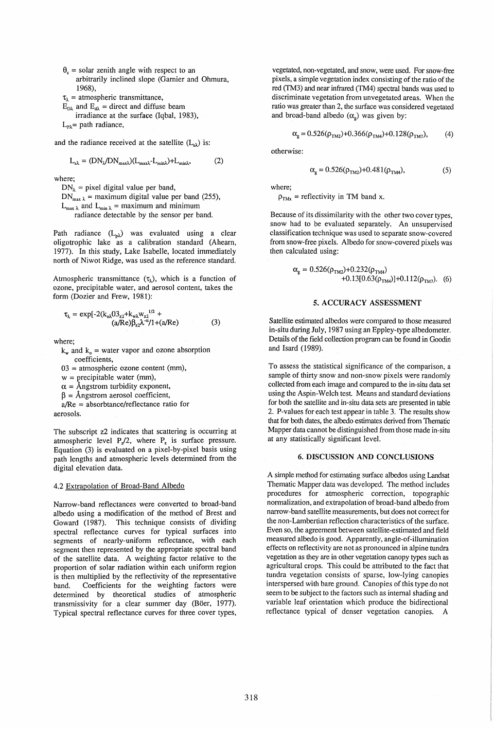$\theta_z$ = solar zenith angle with respect to an arbitrarily inclined slope (Garnier and Ohmura, 1968),
$\tau_\lambda$ = atmospheric transmittance,
$E_{D\lambda}$ and $E_{d\lambda}$ = direct and diffuse beam irradiance at the surface (Iqbal, 1983),
$L_{P\lambda}$= path radiance,

and the radiance received at the satellite ($L_{s\lambda}$) is:

$$L_{s\lambda} = (DN_\lambda/DN_{max\lambda})(L_{max\lambda}-L_{min\lambda})+L_{min\lambda}, \quad (2)$$

where;
$DN_\lambda$ = pixel digital value per band,
$DN_{max\,\lambda}$ = maximum digital value per band (255),
$L_{max\,\lambda}$ and $L_{min\,\lambda}$ = maximum and minimum radiance detectable by the sensor per band.

Path radiance ($L_{p\lambda}$) was evaluated using a clear oligotrophic lake as a calibration standard (Ahearn, 1977). In this study, Lake Isabelle, located immediately north of Niwot Ridge, was used as the reference standard.

Atmospheric transmittance ($\tau_\lambda$), which is a function of ozone, precipitable water, and aerosol content, takes the form (Dozier and Frew, 1981):

$$\tau_\lambda = \exp[-2(k_{o\lambda}03_{z2}+k_{w\lambda}w_{z2})^{1/2} + (a/Re)\beta_{z2}\lambda^{-\alpha}/1+(a/Re) \quad (3)$$

where;
$k_w$ and $k_o$ = water vapor and ozone absorption coefficients,
03 = atmospheric ozone content (mm),
w = precipitable water (mm),
$\alpha$ = Ångstrom turbidity exponent,
$\beta$ = Ångstrom aerosol coefficient,
a/Re = absorbtance/reflectance ratio for aerosols.

The subscript z2 indicates that scattering is occurring at atmospheric level $P_z/2$, where $P_z$ is surface pressure. Equation (3) is evaluated on a pixel-by-pixel basis using path lengths and atmospheric levels determined from the digital elevation data.

### 4.2 Extrapolation of Broad-Band Albedo

Narrow-band reflectances were converted to broad-band albedo using a modification of the method of Brest and Goward (1987). This technique consists of dividing spectral reflectance curves for typical surfaces into segments of nearly-uniform reflectance, with each segment then represented by the appropriate spectral band of the satellite data. A weighting factor relative to the proportion of solar radiation within each uniform region is then multiplied by the reflectivity of the representative band. Coefficients for the weighting factors were determined by theoretical studies of atmospheric transmissivity for a clear summer day (Böer, 1977). Typical spectral reflectance curves for three cover types, vegetated, non-vegetated, and snow, were used. For snow-free pixels, a simple vegetation index consisting of the ratio of the red (TM3) and near infrared (TM4) spectral bands was used to discriminate vegetation from unvegetated areas. When the ratio was greater than 2, the surface was considered vegetated and broad-band albedo ($\alpha_g$) was given by:

$$\alpha_g = 0.526(\rho_{TM2})+0.366(\rho_{TM4})+0.128(\rho_{TM7}), \quad (4)$$

otherwise:

$$\alpha_g = 0.526(\rho_{TM2})+0.481(\rho_{TM4}), \quad (5)$$

where;
$\rho_{TMx}$ = reflectivity in TM band x.

Because of its dissimilarity with the other two cover types, snow had to be evaluated separately. An unsupervised classification technique was used to separate snow-covered from snow-free pixels. Albedo for snow-covered pixels was then calculated using:

$$\alpha_g = 0.526(\rho_{TM2})+0.232(\rho_{TM4}) +0.13[0.63(\rho_{TM4})]+0.112(\rho_{TM7}). \quad (6)$$

## 5. ACCURACY ASSESSMENT

Satellite estimated albedos were compared to those measured in-situ during July, 1987 using an Eppley-type albedometer. Details of the field collection program can be found in Goodin and Isard (1989).

To assess the statistical significance of the comparison, a sample of thirty snow and non-snow pixels were randomly collected from each image and compared to the in-situ data set using the Aspin-Welch test. Means and standard deviations for both the satellite and in-situ data sets are presented in table 2. P-values for each test appear in table 3. The results show that for both dates, the albedo estimates derived from Thematic Mapper data cannot be distinguished from those made in-situ at any statistically significant level.

## 6. DISCUSSION AND CONCLUSIONS

A simple method for estimating surface albedos using Landsat Thematic Mapper data was developed. The method includes procedures for atmospheric correction, topographic normalization, and extrapolation of broad-band albedo from narrow-band satellite measurements, but does not correct for the non-Lambertian reflection characteristics of the surface. Even so, the agreement between satellite-estimated and field measured albedo is good. Apparently, angle-of-illumination effects on reflectivity are not as pronounced in alpine tundra vegetation as they are in other vegetation canopy types such as agricultural crops. This could be attributed to the fact that tundra vegetation consists of sparse, low-lying canopies interspersed with bare ground. Canopies of this type do not seem to be subject to the factors such as internal shading and variable leaf orientation which produce the bidirectional reflectance typical of denser vegetation canopies. A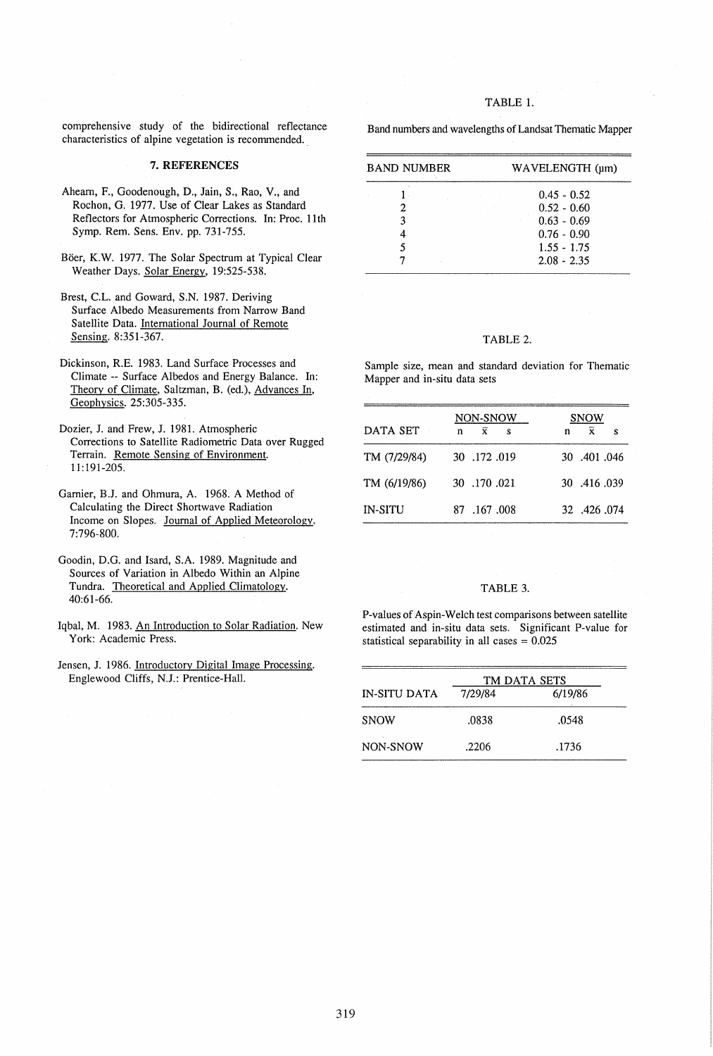comprehensive study of the bidirectional reflectance characteristics of alpine vegetation is recommended.

## 7. REFERENCES

Ahearn, F., Goodenough, D., Jain, S., Rao, V., and Rochon, G. 1977. Use of Clear Lakes as Standard Reflectors for Atmospheric Corrections. In: Proc. 11th Symp. Rem. Sens. Env. pp. 731-755.

Böer, K.W. 1977. The Solar Spectrum at Typical Clear Weather Days. Solar Energy, 19:525-538.

Brest, C.L. and Goward, S.N. 1987. Deriving Surface Albedo Measurements from Narrow Band Satellite Data. International Journal of Remote Sensing. 8:351-367.

Dickinson, R.E. 1983. Land Surface Processes and Climate -- Surface Albedos and Energy Balance. In: Theory of Climate, Saltzman, B. (ed.), Advances In, Geophysics. 25:305-335.

Dozier, J. and Frew, J. 1981. Atmospheric Corrections to Satellite Radiometric Data over Rugged Terrain. Remote Sensing of Environment. 11:191-205.

Garnier, B.J. and Ohmura, A. 1968. A Method of Calculating the Direct Shortwave Radiation Income on Slopes. Journal of Applied Meteorology. 7:796-800.

Goodin, D.G. and Isard, S.A. 1989. Magnitude and Sources of Variation in Albedo Within an Alpine Tundra. Theoretical and Applied Climatology. 40:61-66.

Iqbal, M. 1983. An Introduction to Solar Radiation. New York: Academic Press.

Jensen, J. 1986. Introductory Digital Image Processing. Englewood Cliffs, N.J.: Prentice-Hall.

TABLE 1.

Band numbers and wavelengths of Landsat Thematic Mapper

| BAND NUMBER | WAVELENGTH (μm) |
|---|---|
| 1 | 0.45 - 0.52 |
| 2 | 0.52 - 0.60 |
| 3 | 0.63 - 0.69 |
| 4 | 0.76 - 0.90 |
| 5 | 1.55 - 1.75 |
| 7 | 2.08 - 2.35 |

TABLE 2.

Sample size, mean and standard deviation for Thematic Mapper and in-situ data sets

| | NON-SNOW | | | SNOW | | |
|---|---|---|---|---|---|---|
| DATA SET | n | $\bar{x}$ | s | n | $\bar{x}$ | s |
| TM (7/29/84) | 30 | .172 | .019 | 30 | .401 | .046 |
| TM (6/19/86) | 30 | .170 | .021 | 30 | .416 | .039 |
| IN-SITU | 87 | .167 | .008 | 32 | .426 | .074 |

TABLE 3.

P-values of Aspin-Welch test comparisons between satellite estimated and in-situ data sets. Significant P-value for statistical separability in all cases = 0.025

| | TM DATA SETS | |
|---|---|---|
| IN-SITU DATA | 7/29/84 | 6/19/86 |
| SNOW | .0838 | .0548 |
| NON-SNOW | .2206 | .1736 |